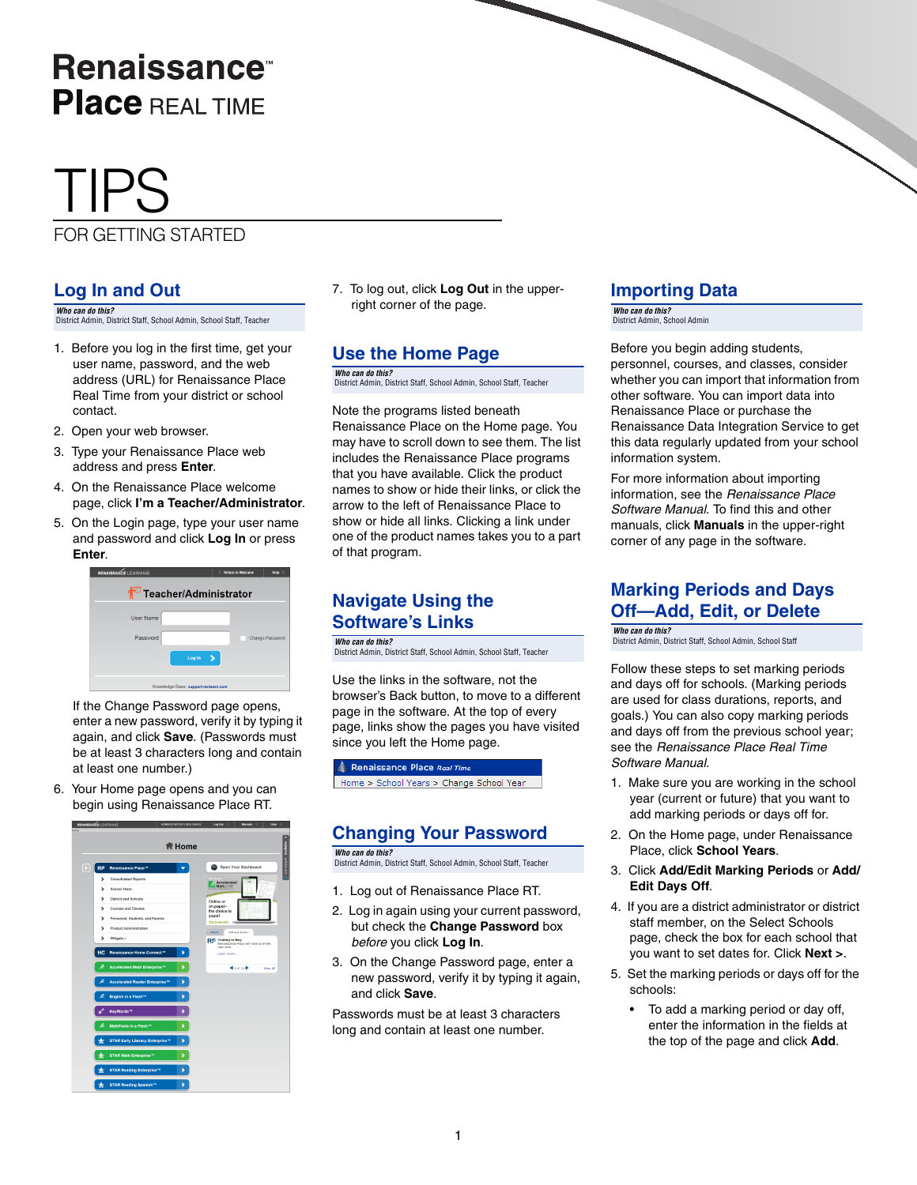# Renaissance™ Place REAL TIME

# TIPS

FOR GETTING STARTED

## Log In and Out

***Who can do this?***
District Admin, District Staff, School Admin, School Staff, Teacher

1. Before you log in the first time, get your user name, password, and the web address (URL) for Renaissance Place Real Time from your district or school contact.
2. Open your web browser.
3. Type your Renaissance Place web address and press **Enter**.
4. On the Renaissance Place welcome page, click **I'm a Teacher/Administrator**.
5. On the Login page, type your user name and password and click **Log In** or press **Enter**.

   If the Change Password page opens, enter a new password, verify it by typing it again, and click **Save**. (Passwords must be at least 3 characters long and contain at least one number.)
6. Your Home page opens and you can begin using Renaissance Place RT.
7. To log out, click **Log Out** in the upper-right corner of the page.

## Use the Home Page

***Who can do this?***
District Admin, District Staff, School Admin, School Staff, Teacher

Note the programs listed beneath Renaissance Place on the Home page. You may have to scroll down to see them. The list includes the Renaissance Place programs that you have available. Click the product names to show or hide their links, or click the arrow to the left of Renaissance Place to show or hide all links. Clicking a link under one of the product names takes you to a part of that program.

## Navigate Using the Software's Links

***Who can do this?***
District Admin, District Staff, School Admin, School Staff, Teacher

Use the links in the software, not the browser's Back button, to move to a different page in the software. At the top of every page, links show the pages you have visited since you left the Home page.

## Changing Your Password

***Who can do this?***
District Admin, District Staff, School Admin, School Staff, Teacher

1. Log out of Renaissance Place RT.
2. Log in again using your current password, but check the **Change Password** box *before* you click **Log In**.
3. On the Change Password page, enter a new password, verify it by typing it again, and click **Save**.

Passwords must be at least 3 characters long and contain at least one number.

## Importing Data

***Who can do this?***
District Admin, School Admin

Before you begin adding students, personnel, courses, and classes, consider whether you can import that information from other software. You can import data into Renaissance Place or purchase the Renaissance Data Integration Service to get this data regularly updated from your school information system.

For more information about importing information, see the *Renaissance Place Software Manual.* To find this and other manuals, click **Manuals** in the upper-right corner of any page in the software.

## Marking Periods and Days Off—Add, Edit, or Delete

***Who can do this?***
District Admin, District Staff, School Admin, School Staff

Follow these steps to set marking periods and days off for schools. (Marking periods are used for class durations, reports, and goals.) You can also copy marking periods and days off from the previous school year; see the *Renaissance Place Real Time Software Manual.*

1. Make sure you are working in the school year (current or future) that you want to add marking periods or days off for.
2. On the Home page, under Renaissance Place, click **School Years**.
3. Click **Add/Edit Marking Periods** or **Add/Edit Days Off**.
4. If you are a district administrator or district staff member, on the Select Schools page, check the box for each school that you want to set dates for. Click **Next >**.
5. Set the marking periods or days off for the schools:
   - To add a marking period or day off, enter the information in the fields at the top of the page and click **Add**.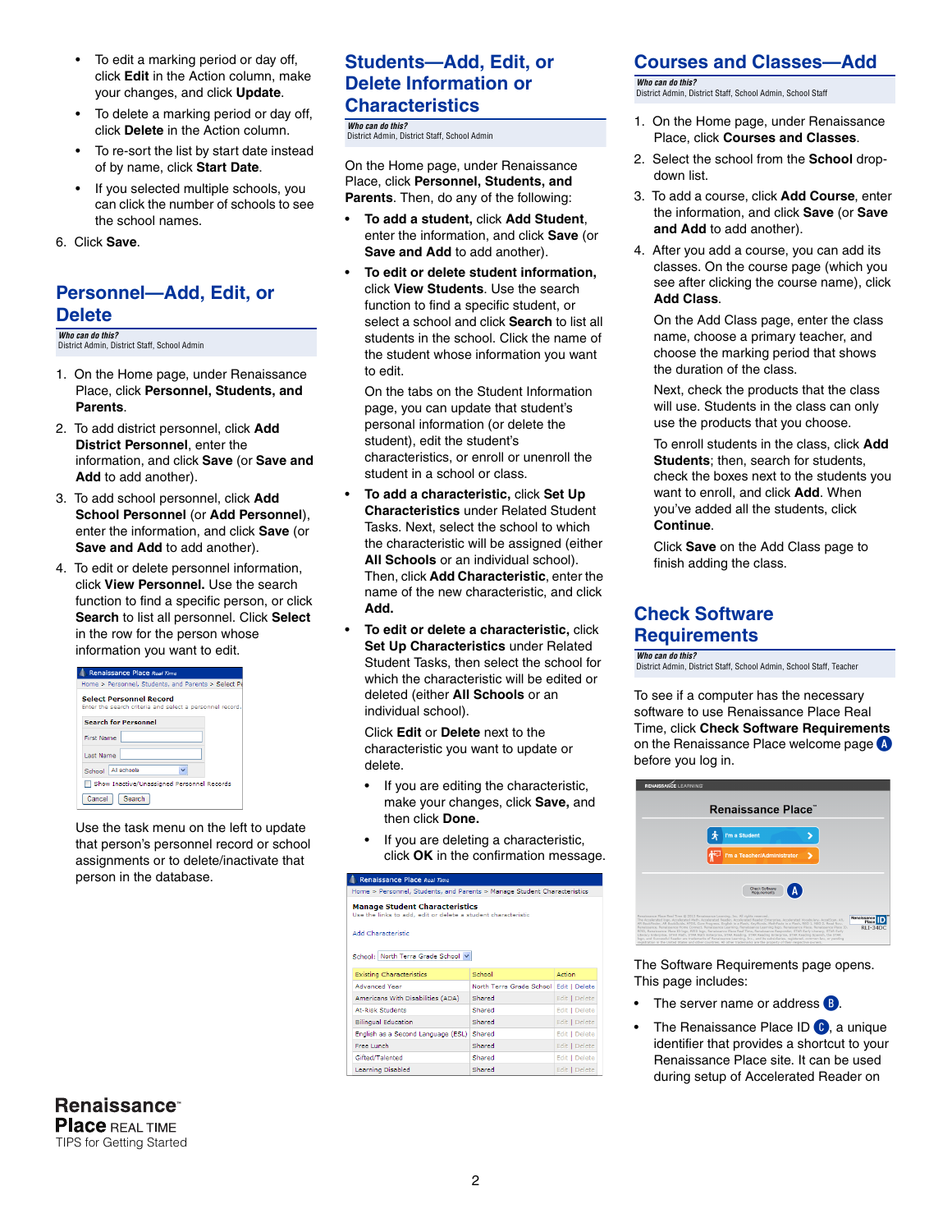- To edit a marking period or day off, click **Edit** in the Action column, make your changes, and click **Update**.
- To delete a marking period or day off, click **Delete** in the Action column.
- To re-sort the list by start date instead of by name, click **Start Date**.
- If you selected multiple schools, you can click the number of schools to see the school names.

6. Click **Save**.

## Personnel—Add, Edit, or Delete

***Who can do this?***
District Admin, District Staff, School Admin

1. On the Home page, under Renaissance Place, click **Personnel, Students, and Parents**.
2. To add district personnel, click **Add District Personnel**, enter the information, and click **Save** (or **Save and Add** to add another).
3. To add school personnel, click **Add School Personnel** (or **Add Personnel**), enter the information, and click **Save** (or **Save and Add** to add another).
4. To edit or delete personnel information, click **View Personnel.** Use the search function to find a specific person, or click **Search** to list all personnel. Click **Select** in the row for the person whose information you want to edit.

   Use the task menu on the left to update that person's personnel record or school assignments or to delete/inactivate that person in the database.

## Students—Add, Edit, or Delete Information or Characteristics

***Who can do this?***
District Admin, District Staff, School Admin

On the Home page, under Renaissance Place, click **Personnel, Students, and Parents**. Then, do any of the following:

- **To add a student,** click **Add Student**, enter the information, and click **Save** (or **Save and Add** to add another).
- **To edit or delete student information,** click **View Students**. Use the search function to find a specific student, or select a school and click **Search** to list all students in the school. Click the name of the student whose information you want to edit.

  On the tabs on the Student Information page, you can update that student's personal information (or delete the student), edit the student's characteristics, or enroll or unenroll the student in a school or class.
- **To add a characteristic,** click **Set Up Characteristics** under Related Student Tasks. Next, select the school to which the characteristic will be assigned (either **All Schools** or an individual school). Then, click **Add Characteristic**, enter the name of the new characteristic, and click **Add.**
- **To edit or delete a characteristic,** click **Set Up Characteristics** under Related Student Tasks, then select the school for which the characteristic will be edited or deleted (either **All Schools** or an individual school).

  Click **Edit** or **Delete** next to the characteristic you want to update or delete.

  - If you are editing the characteristic, make your changes, click **Save,** and then click **Done.**
  - If you are deleting a characteristic, click **OK** in the confirmation message.

## Courses and Classes—Add

***Who can do this?***
District Admin, District Staff, School Admin, School Staff

1. On the Home page, under Renaissance Place, click **Courses and Classes**.
2. Select the school from the **School** drop-down list.
3. To add a course, click **Add Course**, enter the information, and click **Save** (or **Save and Add** to add another).
4. After you add a course, you can add its classes. On the course page (which you see after clicking the course name), click **Add Class**.

   On the Add Class page, enter the class name, choose a primary teacher, and choose the marking period that shows the duration of the class.

   Next, check the products that the class will use. Students in the class can only use the products that you choose.

   To enroll students in the class, click **Add Students**; then, search for students, check the boxes next to the students you want to enroll, and click **Add**. When you've added all the students, click **Continue**.

   Click **Save** on the Add Class page to finish adding the class.

## Check Software Requirements

***Who can do this?***
District Admin, District Staff, School Admin, School Staff, Teacher

To see if a computer has the necessary software to use Renaissance Place Real Time, click **Check Software Requirements** on the Renaissance Place welcome page **A** before you log in.

The Software Requirements page opens. This page includes:

- The server name or address **B**.
- The Renaissance Place ID **C**, a unique identifier that provides a shortcut to your Renaissance Place site. It can be used during setup of Accelerated Reader on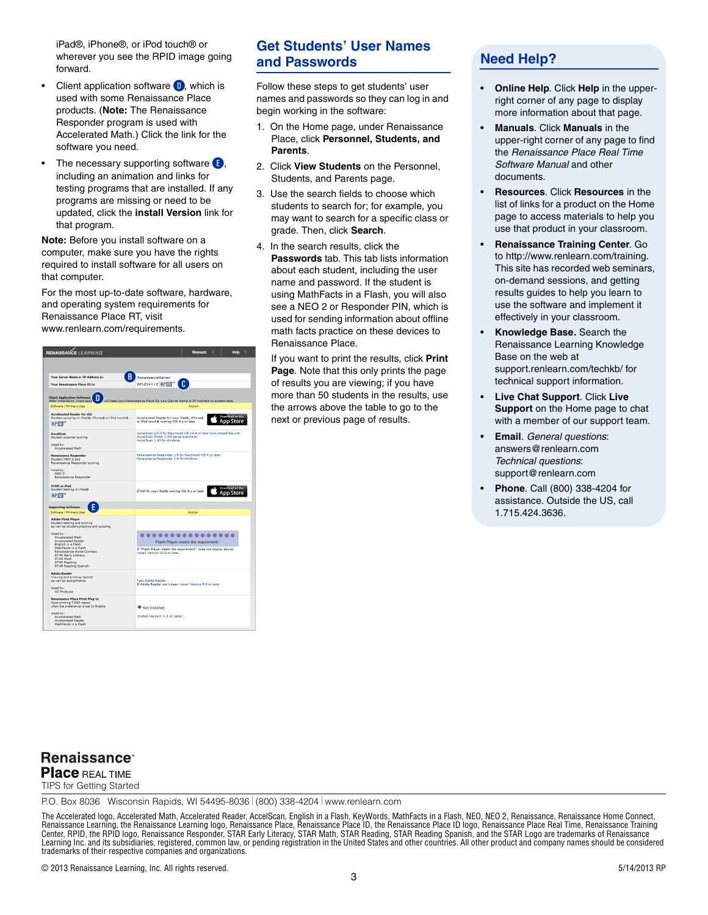iPad®, iPhone®, or iPod touch® or wherever you see the RPID image going forward.

- Client application software D, which is used with some Renaissance Place products. (**Note:** The Renaissance Responder program is used with Accelerated Math.) Click the link for the software you need.
- The necessary supporting software E, including an animation and links for testing programs that are installed. If any programs are missing or need to be updated, click the **install Version** link for that program.

**Note:** Before you install software on a computer, make sure you have the rights required to install software for all users on that computer.

For the most up-to-date software, hardware, and operating system requirements for Renaissance Place RT, visit www.renlearn.com/requirements.

## Get Students' User Names and Passwords

Follow these steps to get students' user names and passwords so they can log in and begin working in the software:

1. On the Home page, under Renaissance Place, click **Personnel, Students, and Parents**.
2. Click **View Students** on the Personnel, Students, and Parents page.
3. Use the search fields to choose which students to search for; for example, you may want to search for a specific class or grade. Then, click **Search**.
4. In the search results, click the **Passwords** tab. This tab lists information about each student, including the user name and password. If the student is using MathFacts in a Flash, you will also see a NEO 2 or Responder PIN, which is used for sending information about offline math facts practice on these devices to Renaissance Place.

   If you want to print the results, click **Print Page**. Note that this only prints the page of results you are viewing; if you have more than 50 students in the results, use the arrows above the table to go to the next or previous page of results.

## Need Help?

- **Online Help**. Click **Help** in the upper-right corner of any page to display more information about that page.
- **Manuals**. Click **Manuals** in the upper-right corner of any page to find the *Renaissance Place Real Time Software Manual* and other documents.
- **Resources**. Click **Resources** in the list of links for a product on the Home page to access materials to help you use that product in your classroom.
- **Renaissance Training Center**. Go to http://www.renlearn.com/training. This site has recorded web seminars, on-demand sessions, and getting results guides to help you learn to use the software and implement it effectively in your classroom.
- **Knowledge Base.** Search the Renaissance Learning Knowledge Base on the web at support.renlearn.com/techkb/ for technical support information.
- **Live Chat Support**. Click **Live Support** on the Home page to chat with a member of our support team.
- **Email**. *General questions*: answers@renlearn.com *Technical questions*: support@renlearn.com
- **Phone**. Call (800) 338-4204 for assistance. Outside the US, call 1.715.424.3636.

**Renaissance Place** REAL TIME
TIPS for Getting Started

P.O. Box 8036 Wisconsin Rapids, WI 54495-8036 | (800) 338-4204 | www.renlearn.com

The Accelerated logo, Accelerated Math, Accelerated Reader, AccelScan, English in a Flash, KeyWords, MathFacts in a Flash, NEO, NEO 2, Renaissance, Renaissance Home Connect, Renaissance Learning, the Renaissance Learning logo, Renaissance Place, Renaissance Place ID, the Renaissance Place ID logo, Renaissance Place Real Time, Renaissance Training Center, RPID, the RPID logo, Renaissance Responder, STAR Early Literacy, STAR Math, STAR Reading, STAR Reading Spanish, and the STAR Logo are trademarks of Renaissance Learning Inc. and its subsidiaries, registered, common law, or pending registration in the United States and other countries. All other product and company names should be considered trademarks of their respective companies and organizations.

© 2013 Renaissance Learning, Inc. All rights reserved. 5/14/2013 RP